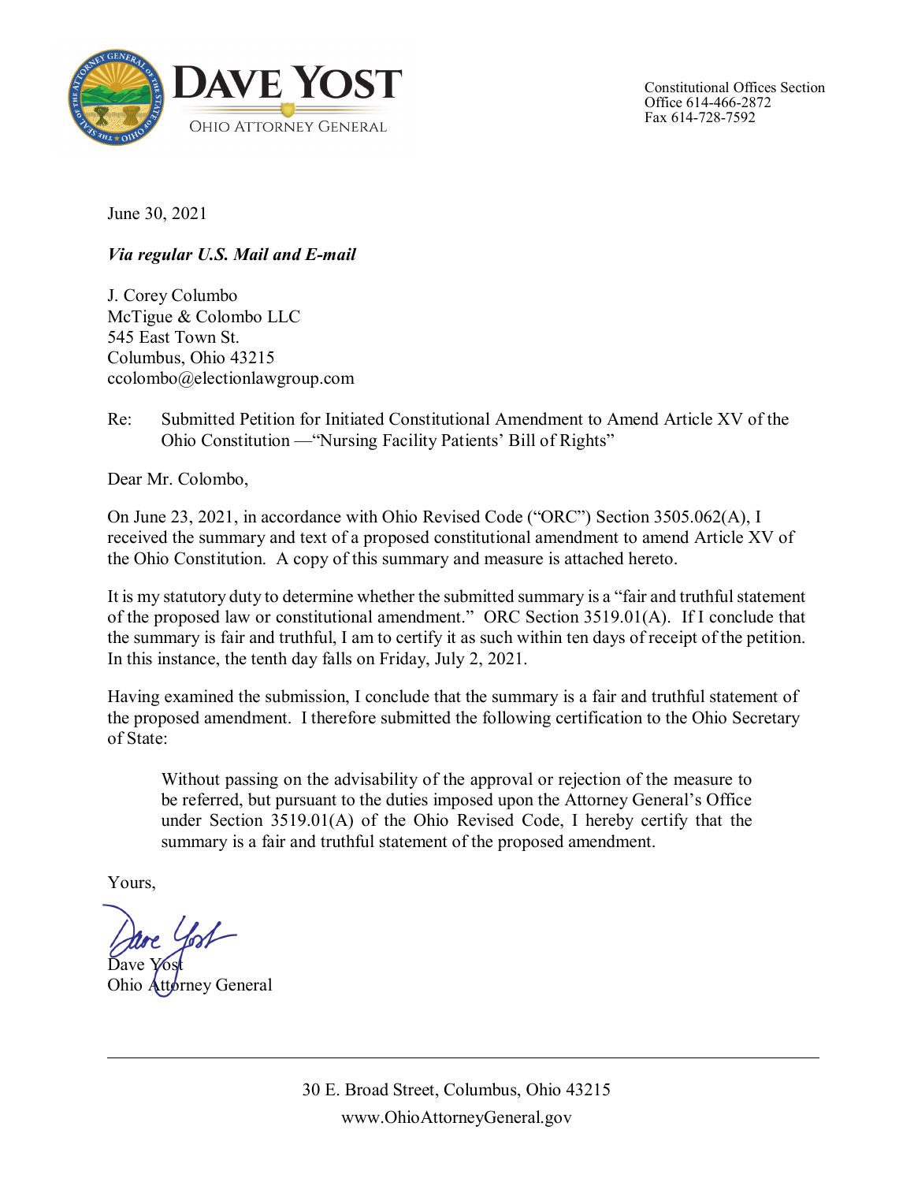**DAVE YOST**
OHIO ATTORNEY GENERAL

Constitutional Offices Section
Office 614-466-2872
Fax 614-728-7592

June 30, 2021

***Via regular U.S. Mail and E-mail***

J. Corey Columbo
McTigue & Colombo LLC
545 East Town St.
Columbus, Ohio 43215
ccolombo@electionlawgroup.com

Re: Submitted Petition for Initiated Constitutional Amendment to Amend Article XV of the Ohio Constitution —"Nursing Facility Patients' Bill of Rights"

Dear Mr. Colombo,

On June 23, 2021, in accordance with Ohio Revised Code ("ORC") Section 3505.062(A), I received the summary and text of a proposed constitutional amendment to amend Article XV of the Ohio Constitution. A copy of this summary and measure is attached hereto.

It is my statutory duty to determine whether the submitted summary is a "fair and truthful statement of the proposed law or constitutional amendment." ORC Section 3519.01(A). If I conclude that the summary is fair and truthful, I am to certify it as such within ten days of receipt of the petition. In this instance, the tenth day falls on Friday, July 2, 2021.

Having examined the submission, I conclude that the summary is a fair and truthful statement of the proposed amendment. I therefore submitted the following certification to the Ohio Secretary of State:

> Without passing on the advisability of the approval or rejection of the measure to be referred, but pursuant to the duties imposed upon the Attorney General's Office under Section 3519.01(A) of the Ohio Revised Code, I hereby certify that the summary is a fair and truthful statement of the proposed amendment.

Yours,

Dave Yost
Ohio Attorney General

30 E. Broad Street, Columbus, Ohio 43215
www.OhioAttorneyGeneral.gov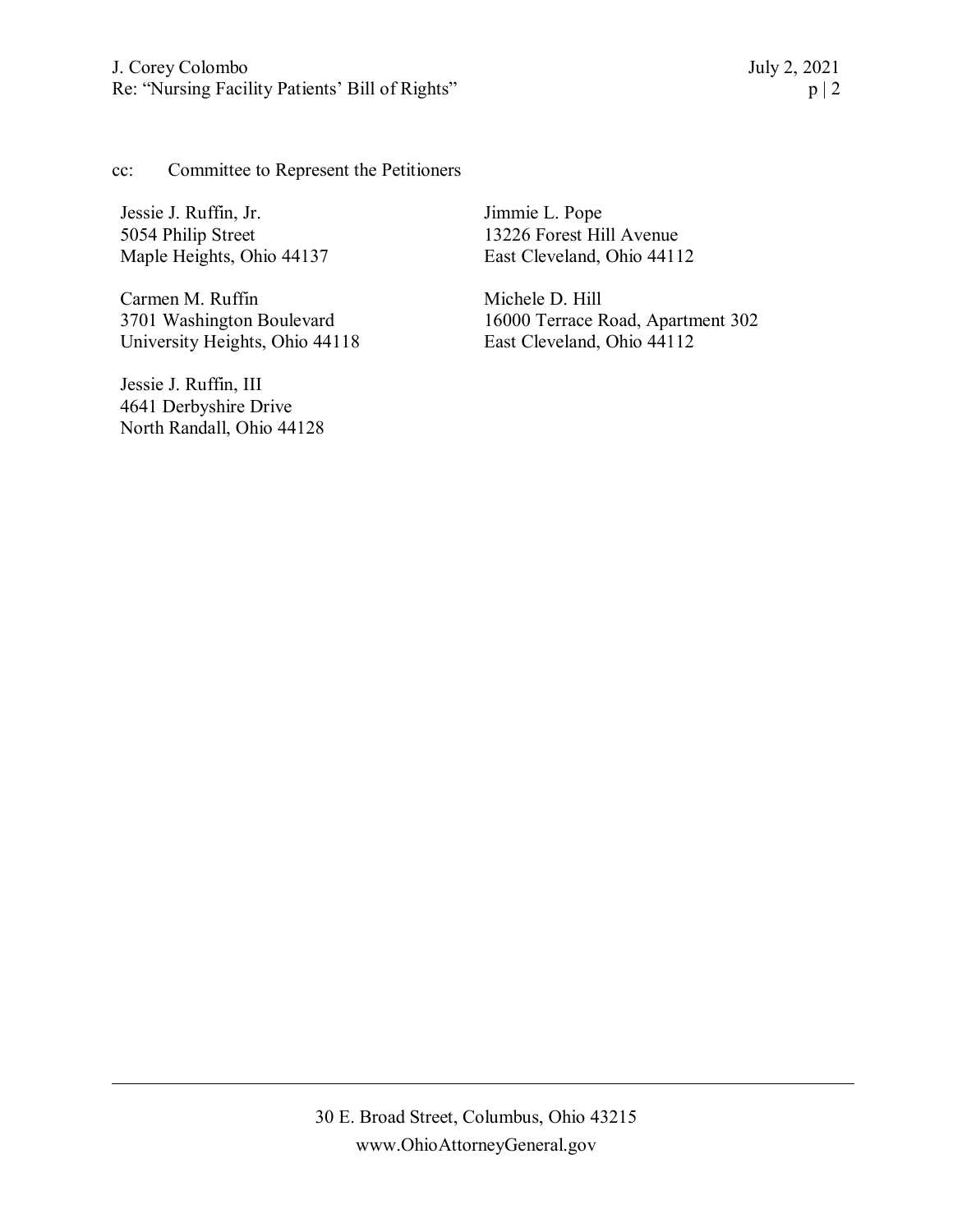cc: Committee to Represent the Petitioners

Jessie J. Ruffin, Jr.
5054 Philip Street
Maple Heights, Ohio 44137

Carmen M. Ruffin
3701 Washington Boulevard
University Heights, Ohio 44118

Jessie J. Ruffin, III
4641 Derbyshire Drive
North Randall, Ohio 44128

Jimmie L. Pope
13226 Forest Hill Avenue
East Cleveland, Ohio 44112

Michele D. Hill
16000 Terrace Road, Apartment 302
East Cleveland, Ohio 44112